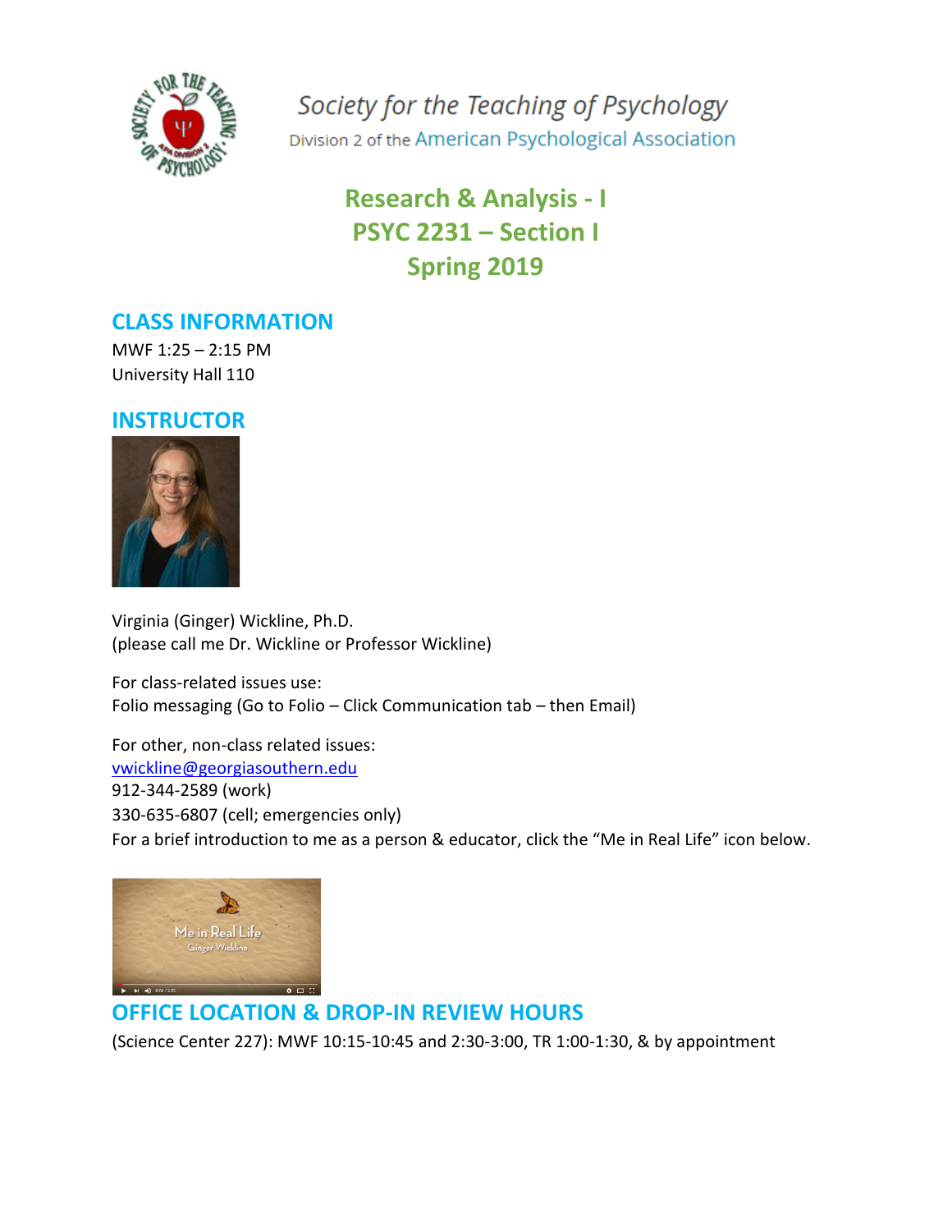Society for the Teaching of Psychology

Division 2 of the American Psychological Association

# Research & Analysis - I
# PSYC 2231 – Section I
# Spring 2019

## CLASS INFORMATION

MWF 1:25 – 2:15 PM
University Hall 110

## INSTRUCTOR

Virginia (Ginger) Wickline, Ph.D.
(please call me Dr. Wickline or Professor Wickline)

For class-related issues use:
Folio messaging (Go to Folio – Click Communication tab – then Email)

For other, non-class related issues:
vwickline@georgiasouthern.edu
912-344-2589 (work)
330-635-6807 (cell; emergencies only)
For a brief introduction to me as a person & educator, click the "Me in Real Life" icon below.

## OFFICE LOCATION & DROP-IN REVIEW HOURS

(Science Center 227): MWF 10:15-10:45 and 2:30-3:00, TR 1:00-1:30, & by appointment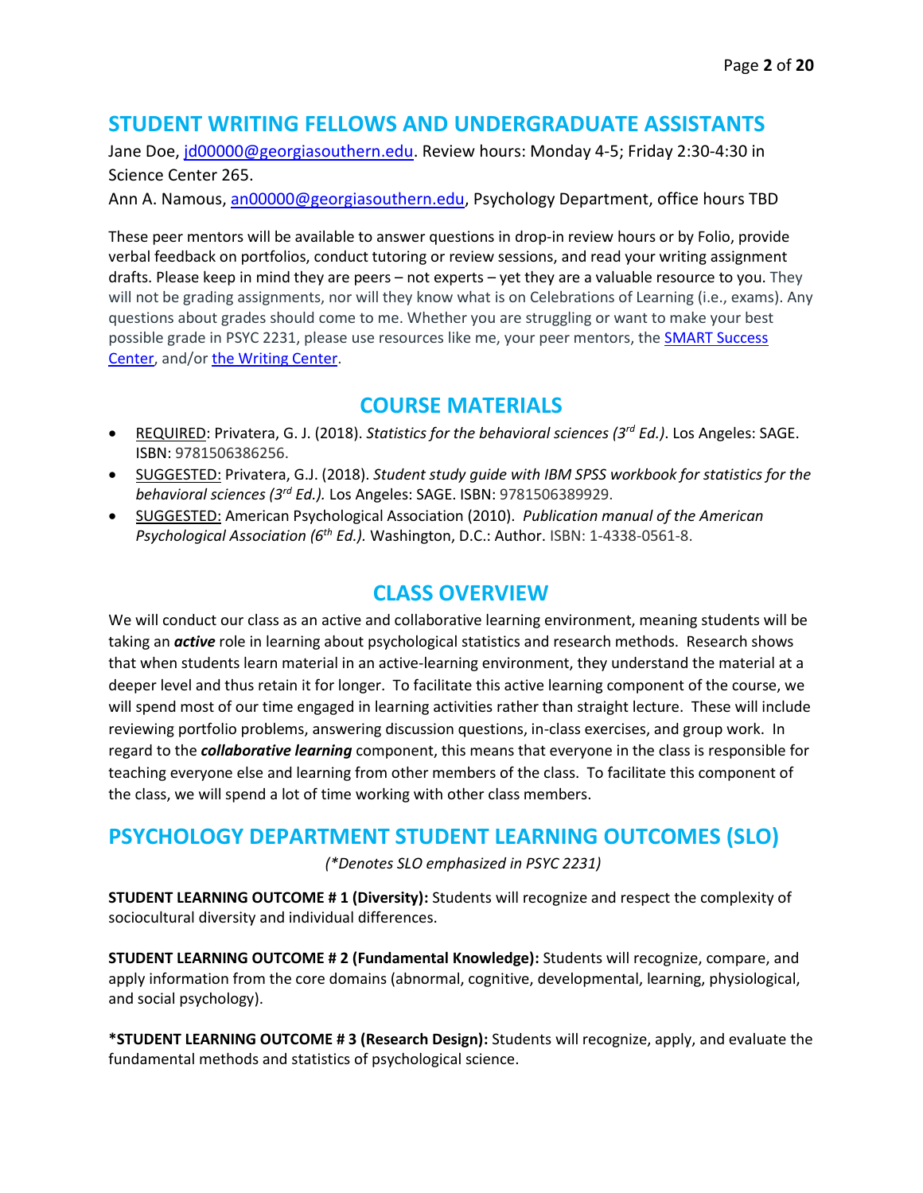## STUDENT WRITING FELLOWS AND UNDERGRADUATE ASSISTANTS

Jane Doe, [jd00000@georgiasouthern.edu](mailto:jd00000@georgiasouthern.edu). Review hours: Monday 4-5; Friday 2:30-4:30 in Science Center 265.

Ann A. Namous, [an00000@georgiasouthern.edu](mailto:an00000@georgiasouthern.edu), Psychology Department, office hours TBD

These peer mentors will be available to answer questions in drop-in review hours or by Folio, provide verbal feedback on portfolios, conduct tutoring or review sessions, and read your writing assignment drafts. Please keep in mind they are peers – not experts – yet they are a valuable resource to you. They will not be grading assignments, nor will they know what is on Celebrations of Learning (i.e., exams). Any questions about grades should come to me. Whether you are struggling or want to make your best possible grade in PSYC 2231, please use resources like me, your peer mentors, the SMART Success Center, and/or the Writing Center.

## COURSE MATERIALS

- REQUIRED: Privatera, G. J. (2018). *Statistics for the behavioral sciences (3rd Ed.)*. Los Angeles: SAGE. ISBN: 9781506386256.
- SUGGESTED: Privatera, G.J. (2018). *Student study guide with IBM SPSS workbook for statistics for the behavioral sciences (3rd Ed.).* Los Angeles: SAGE. ISBN: 9781506389929.
- SUGGESTED: American Psychological Association (2010). *Publication manual of the American Psychological Association (6th Ed.).* Washington, D.C.: Author. ISBN: 1-4338-0561-8.

## CLASS OVERVIEW

We will conduct our class as an active and collaborative learning environment, meaning students will be taking an ***active*** role in learning about psychological statistics and research methods. Research shows that when students learn material in an active-learning environment, they understand the material at a deeper level and thus retain it for longer. To facilitate this active learning component of the course, we will spend most of our time engaged in learning activities rather than straight lecture. These will include reviewing portfolio problems, answering discussion questions, in-class exercises, and group work. In regard to the ***collaborative learning*** component, this means that everyone in the class is responsible for teaching everyone else and learning from other members of the class. To facilitate this component of the class, we will spend a lot of time working with other class members.

## PSYCHOLOGY DEPARTMENT STUDENT LEARNING OUTCOMES (SLO)

*(\*Denotes SLO emphasized in PSYC 2231)*

**STUDENT LEARNING OUTCOME # 1 (Diversity):** Students will recognize and respect the complexity of sociocultural diversity and individual differences.

**STUDENT LEARNING OUTCOME # 2 (Fundamental Knowledge):** Students will recognize, compare, and apply information from the core domains (abnormal, cognitive, developmental, learning, physiological, and social psychology).

**\*STUDENT LEARNING OUTCOME # 3 (Research Design):** Students will recognize, apply, and evaluate the fundamental methods and statistics of psychological science.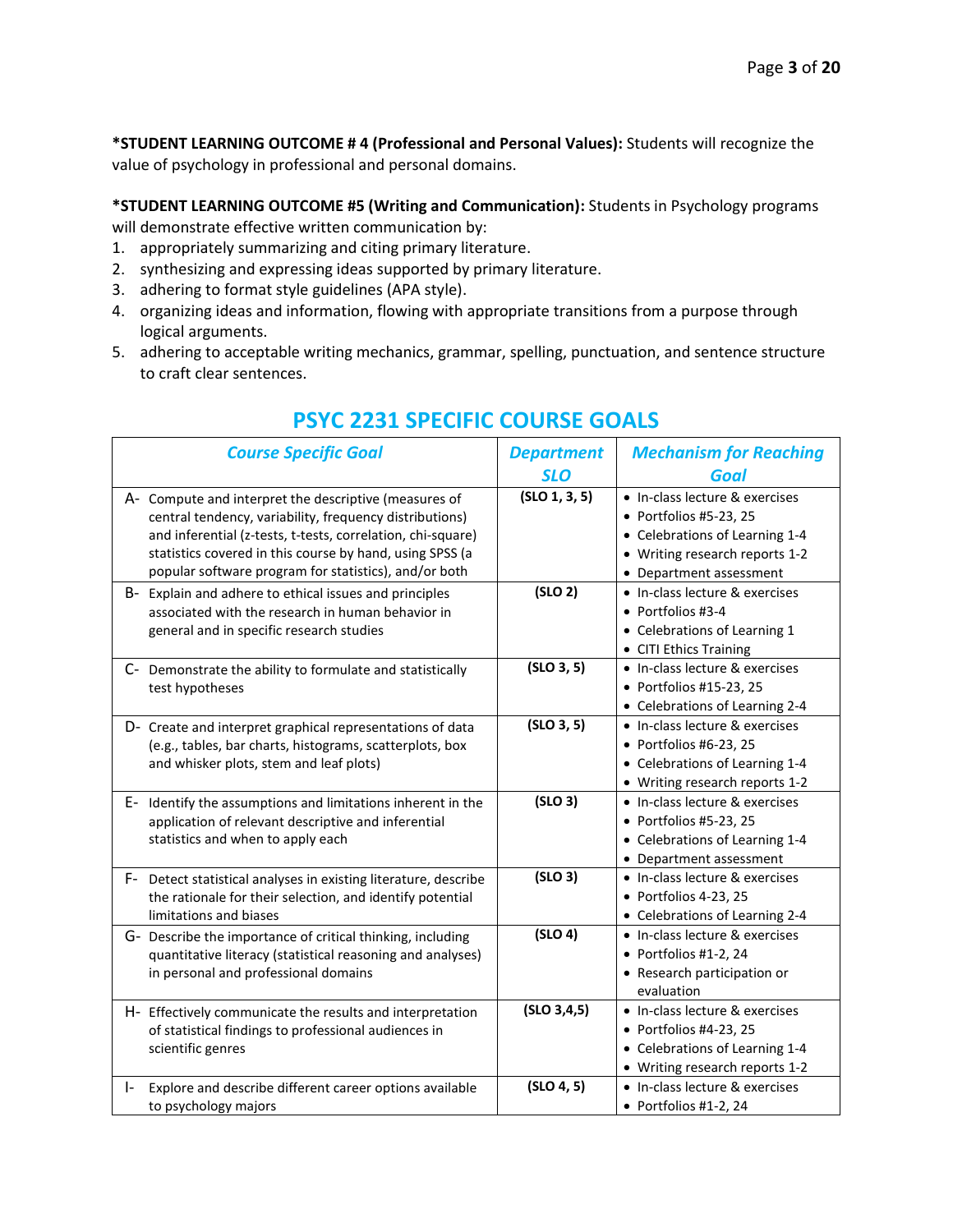**\*STUDENT LEARNING OUTCOME # 4 (Professional and Personal Values):** Students will recognize the value of psychology in professional and personal domains.

**\*STUDENT LEARNING OUTCOME #5 (Writing and Communication):** Students in Psychology programs will demonstrate effective written communication by:

1. appropriately summarizing and citing primary literature.
2. synthesizing and expressing ideas supported by primary literature.
3. adhering to format style guidelines (APA style).
4. organizing ideas and information, flowing with appropriate transitions from a purpose through logical arguments.
5. adhering to acceptable writing mechanics, grammar, spelling, punctuation, and sentence structure to craft clear sentences.

## PSYC 2231 SPECIFIC COURSE GOALS

| *Course Specific Goal* | *Department SLO* | *Mechanism for Reaching Goal* |
|---|---|---|
| A- Compute and interpret the descriptive (measures of central tendency, variability, frequency distributions) and inferential (z-tests, t-tests, correlation, chi-square) statistics covered in this course by hand, using SPSS (a popular software program for statistics), and/or both | **(SLO 1, 3, 5)** | • In-class lecture & exercises<br>• Portfolios #5-23, 25<br>• Celebrations of Learning 1-4<br>• Writing research reports 1-2<br>• Department assessment |
| B- Explain and adhere to ethical issues and principles associated with the research in human behavior in general and in specific research studies | **(SLO 2)** | • In-class lecture & exercises<br>• Portfolios #3-4<br>• Celebrations of Learning 1<br>• CITI Ethics Training |
| C- Demonstrate the ability to formulate and statistically test hypotheses | **(SLO 3, 5)** | • In-class lecture & exercises<br>• Portfolios #15-23, 25<br>• Celebrations of Learning 2-4 |
| D- Create and interpret graphical representations of data (e.g., tables, bar charts, histograms, scatterplots, box and whisker plots, stem and leaf plots) | **(SLO 3, 5)** | • In-class lecture & exercises<br>• Portfolios #6-23, 25<br>• Celebrations of Learning 1-4<br>• Writing research reports 1-2 |
| E- Identify the assumptions and limitations inherent in the application of relevant descriptive and inferential statistics and when to apply each | **(SLO 3)** | • In-class lecture & exercises<br>• Portfolios #5-23, 25<br>• Celebrations of Learning 1-4<br>• Department assessment |
| F- Detect statistical analyses in existing literature, describe the rationale for their selection, and identify potential limitations and biases | **(SLO 3)** | • In-class lecture & exercises<br>• Portfolios 4-23, 25<br>• Celebrations of Learning 2-4 |
| G- Describe the importance of critical thinking, including quantitative literacy (statistical reasoning and analyses) in personal and professional domains | **(SLO 4)** | • In-class lecture & exercises<br>• Portfolios #1-2, 24<br>• Research participation or evaluation |
| H- Effectively communicate the results and interpretation of statistical findings to professional audiences in scientific genres | **(SLO 3,4,5)** | • In-class lecture & exercises<br>• Portfolios #4-23, 25<br>• Celebrations of Learning 1-4<br>• Writing research reports 1-2 |
| I- Explore and describe different career options available to psychology majors | **(SLO 4, 5)** | • In-class lecture & exercises<br>• Portfolios #1-2, 24 |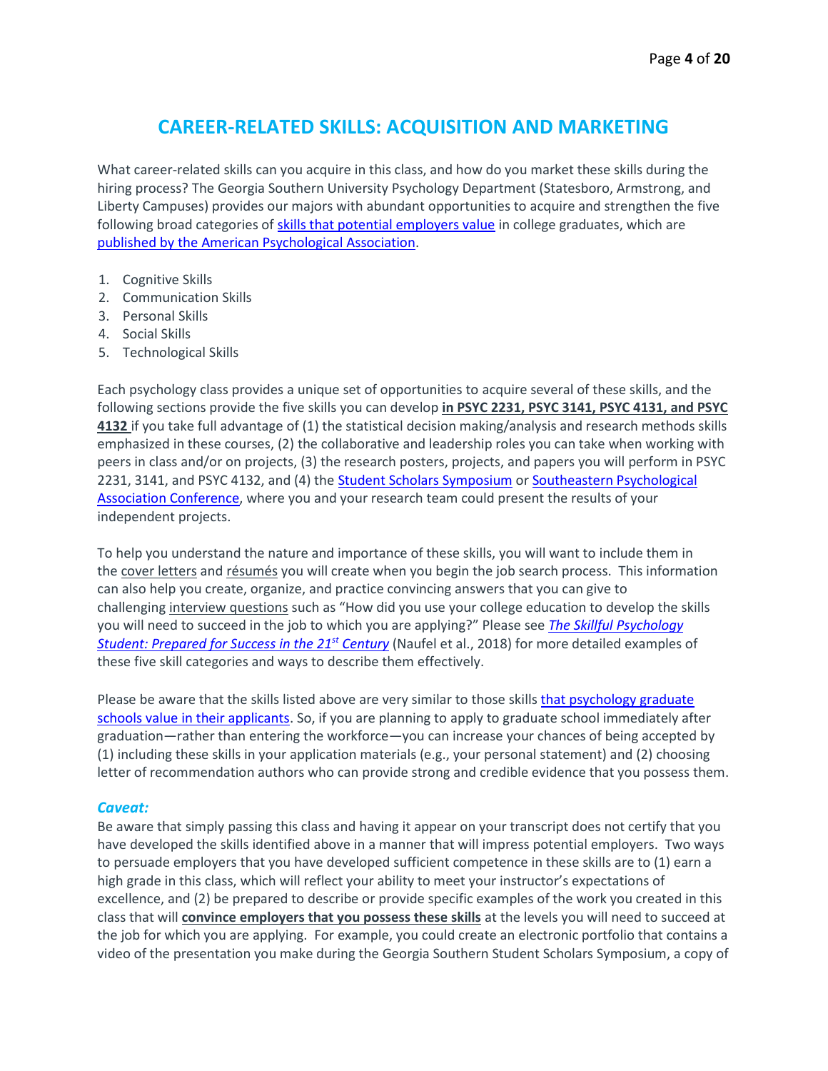## CAREER-RELATED SKILLS: ACQUISITION AND MARKETING

What career-related skills can you acquire in this class, and how do you market these skills during the hiring process? The Georgia Southern University Psychology Department (Statesboro, Armstrong, and Liberty Campuses) provides our majors with abundant opportunities to acquire and strengthen the five following broad categories of skills that potential employers value in college graduates, which are published by the American Psychological Association.

1. Cognitive Skills
2. Communication Skills
3. Personal Skills
4. Social Skills
5. Technological Skills

Each psychology class provides a unique set of opportunities to acquire several of these skills, and the following sections provide the five skills you can develop **in PSYC 2231, PSYC 3141, PSYC 4131, and PSYC 4132** if you take full advantage of (1) the statistical decision making/analysis and research methods skills emphasized in these courses, (2) the collaborative and leadership roles you can take when working with peers in class and/or on projects, (3) the research posters, projects, and papers you will perform in PSYC 2231, 3141, and PSYC 4132, and (4) the Student Scholars Symposium or Southeastern Psychological Association Conference, where you and your research team could present the results of your independent projects.

To help you understand the nature and importance of these skills, you will want to include them in the cover letters and résumés you will create when you begin the job search process. This information can also help you create, organize, and practice convincing answers that you can give to challenging interview questions such as "How did you use your college education to develop the skills you will need to succeed in the job to which you are applying?" Please see *The Skillful Psychology Student: Prepared for Success in the 21st Century* (Naufel et al., 2018) for more detailed examples of these five skill categories and ways to describe them effectively.

Please be aware that the skills listed above are very similar to those skills that psychology graduate schools value in their applicants. So, if you are planning to apply to graduate school immediately after graduation—rather than entering the workforce—you can increase your chances of being accepted by (1) including these skills in your application materials (e.g., your personal statement) and (2) choosing letter of recommendation authors who can provide strong and credible evidence that you possess them.

### *Caveat:*

Be aware that simply passing this class and having it appear on your transcript does not certify that you have developed the skills identified above in a manner that will impress potential employers. Two ways to persuade employers that you have developed sufficient competence in these skills are to (1) earn a high grade in this class, which will reflect your ability to meet your instructor's expectations of excellence, and (2) be prepared to describe or provide specific examples of the work you created in this class that will **convince employers that you possess these skills** at the levels you will need to succeed at the job for which you are applying. For example, you could create an electronic portfolio that contains a video of the presentation you make during the Georgia Southern Student Scholars Symposium, a copy of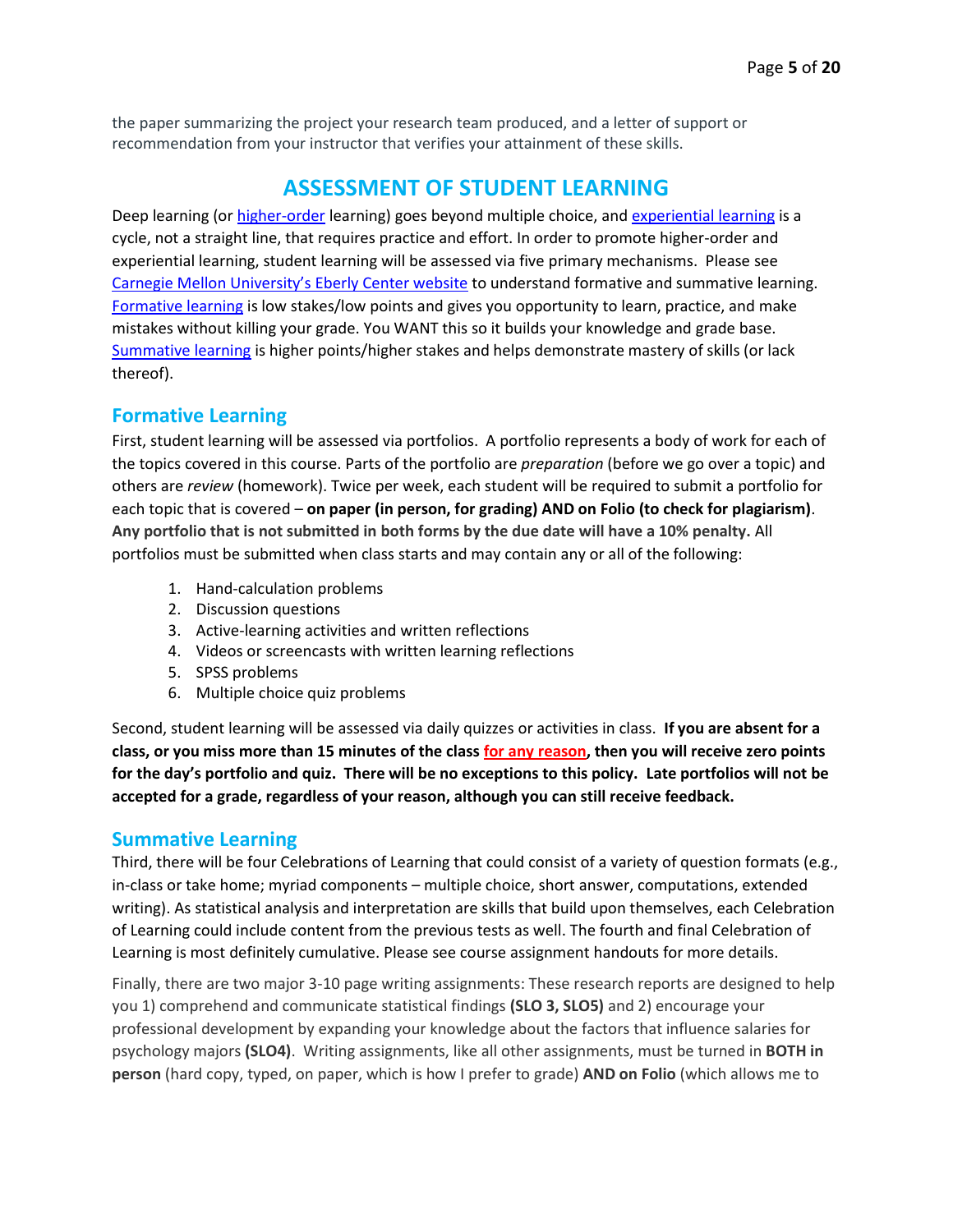the paper summarizing the project your research team produced, and a letter of support or recommendation from your instructor that verifies your attainment of these skills.

## ASSESSMENT OF STUDENT LEARNING

Deep learning (or higher-order learning) goes beyond multiple choice, and experiential learning is a cycle, not a straight line, that requires practice and effort. In order to promote higher-order and experiential learning, student learning will be assessed via five primary mechanisms. Please see Carnegie Mellon University's Eberly Center website to understand formative and summative learning. Formative learning is low stakes/low points and gives you opportunity to learn, practice, and make mistakes without killing your grade. You WANT this so it builds your knowledge and grade base. Summative learning is higher points/higher stakes and helps demonstrate mastery of skills (or lack thereof).

### Formative Learning

First, student learning will be assessed via portfolios. A portfolio represents a body of work for each of the topics covered in this course. Parts of the portfolio are *preparation* (before we go over a topic) and others are *review* (homework). Twice per week, each student will be required to submit a portfolio for each topic that is covered – **on paper (in person, for grading) AND on Folio (to check for plagiarism)**. **Any portfolio that is not submitted in both forms by the due date will have a 10% penalty.** All portfolios must be submitted when class starts and may contain any or all of the following:

1. Hand-calculation problems
2. Discussion questions
3. Active-learning activities and written reflections
4. Videos or screencasts with written learning reflections
5. SPSS problems
6. Multiple choice quiz problems

Second, student learning will be assessed via daily quizzes or activities in class. **If you are absent for a class, or you miss more than 15 minutes of the class for any reason, then you will receive zero points for the day's portfolio and quiz. There will be no exceptions to this policy. Late portfolios will not be accepted for a grade, regardless of your reason, although you can still receive feedback.**

### Summative Learning

Third, there will be four Celebrations of Learning that could consist of a variety of question formats (e.g., in-class or take home; myriad components – multiple choice, short answer, computations, extended writing). As statistical analysis and interpretation are skills that build upon themselves, each Celebration of Learning could include content from the previous tests as well. The fourth and final Celebration of Learning is most definitely cumulative. Please see course assignment handouts for more details.

Finally, there are two major 3-10 page writing assignments: These research reports are designed to help you 1) comprehend and communicate statistical findings **(SLO 3, SLO5)** and 2) encourage your professional development by expanding your knowledge about the factors that influence salaries for psychology majors **(SLO4)**. Writing assignments, like all other assignments, must be turned in **BOTH in person** (hard copy, typed, on paper, which is how I prefer to grade) **AND on Folio** (which allows me to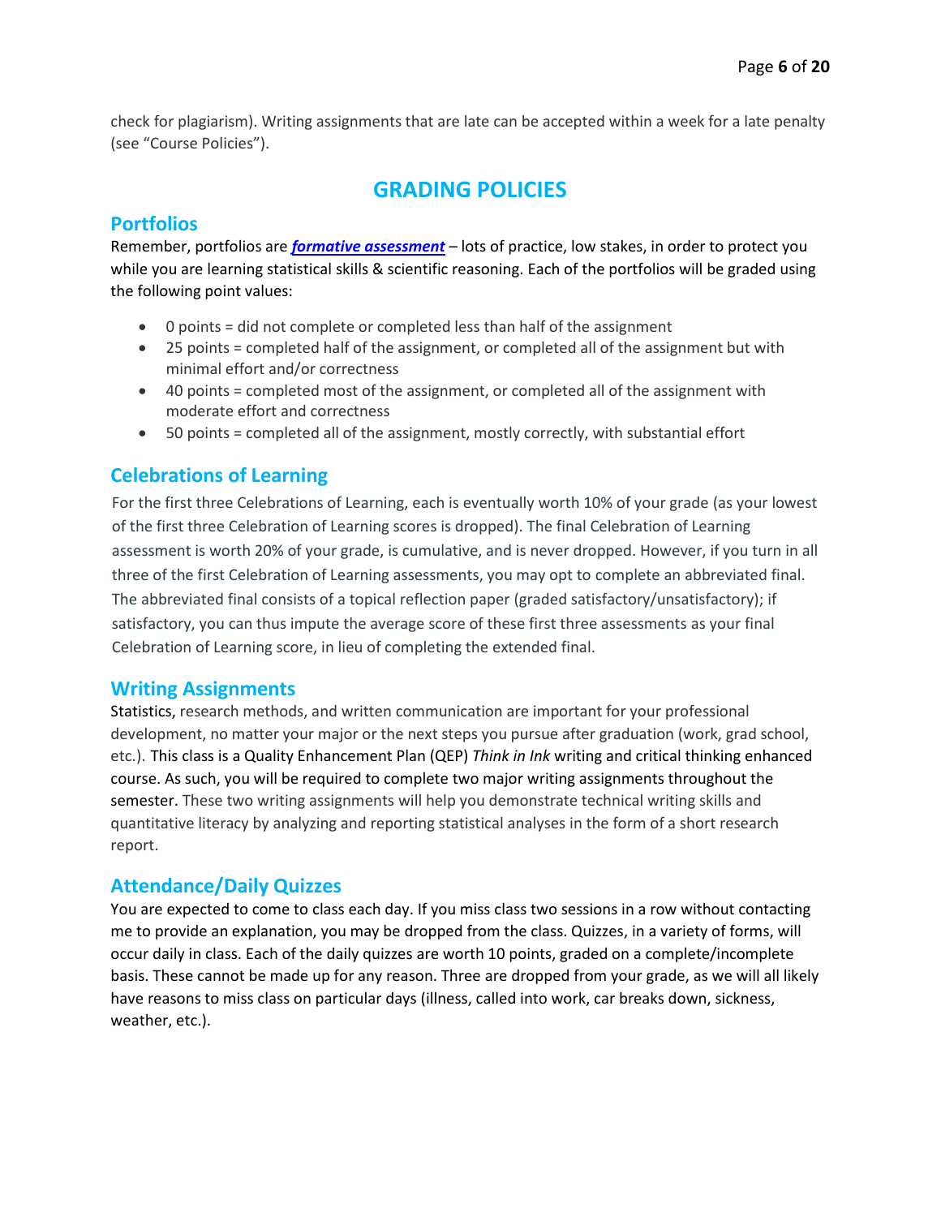check for plagiarism). Writing assignments that are late can be accepted within a week for a late penalty (see "Course Policies").

# GRADING POLICIES

## Portfolios

Remember, portfolios are ***formative assessment*** – lots of practice, low stakes, in order to protect you while you are learning statistical skills & scientific reasoning. Each of the portfolios will be graded using the following point values:

- 0 points = did not complete or completed less than half of the assignment
- 25 points = completed half of the assignment, or completed all of the assignment but with minimal effort and/or correctness
- 40 points = completed most of the assignment, or completed all of the assignment with moderate effort and correctness
- 50 points = completed all of the assignment, mostly correctly, with substantial effort

## Celebrations of Learning

For the first three Celebrations of Learning, each is eventually worth 10% of your grade (as your lowest of the first three Celebration of Learning scores is dropped). The final Celebration of Learning assessment is worth 20% of your grade, is cumulative, and is never dropped. However, if you turn in all three of the first Celebration of Learning assessments, you may opt to complete an abbreviated final. The abbreviated final consists of a topical reflection paper (graded satisfactory/unsatisfactory); if satisfactory, you can thus impute the average score of these first three assessments as your final Celebration of Learning score, in lieu of completing the extended final.

## Writing Assignments

Statistics, research methods, and written communication are important for your professional development, no matter your major or the next steps you pursue after graduation (work, grad school, etc.). This class is a Quality Enhancement Plan (QEP) *Think in Ink* writing and critical thinking enhanced course. As such, you will be required to complete two major writing assignments throughout the semester. These two writing assignments will help you demonstrate technical writing skills and quantitative literacy by analyzing and reporting statistical analyses in the form of a short research report.

## Attendance/Daily Quizzes

You are expected to come to class each day. If you miss class two sessions in a row without contacting me to provide an explanation, you may be dropped from the class. Quizzes, in a variety of forms, will occur daily in class. Each of the daily quizzes are worth 10 points, graded on a complete/incomplete basis. These cannot be made up for any reason. Three are dropped from your grade, as we will all likely have reasons to miss class on particular days (illness, called into work, car breaks down, sickness, weather, etc.).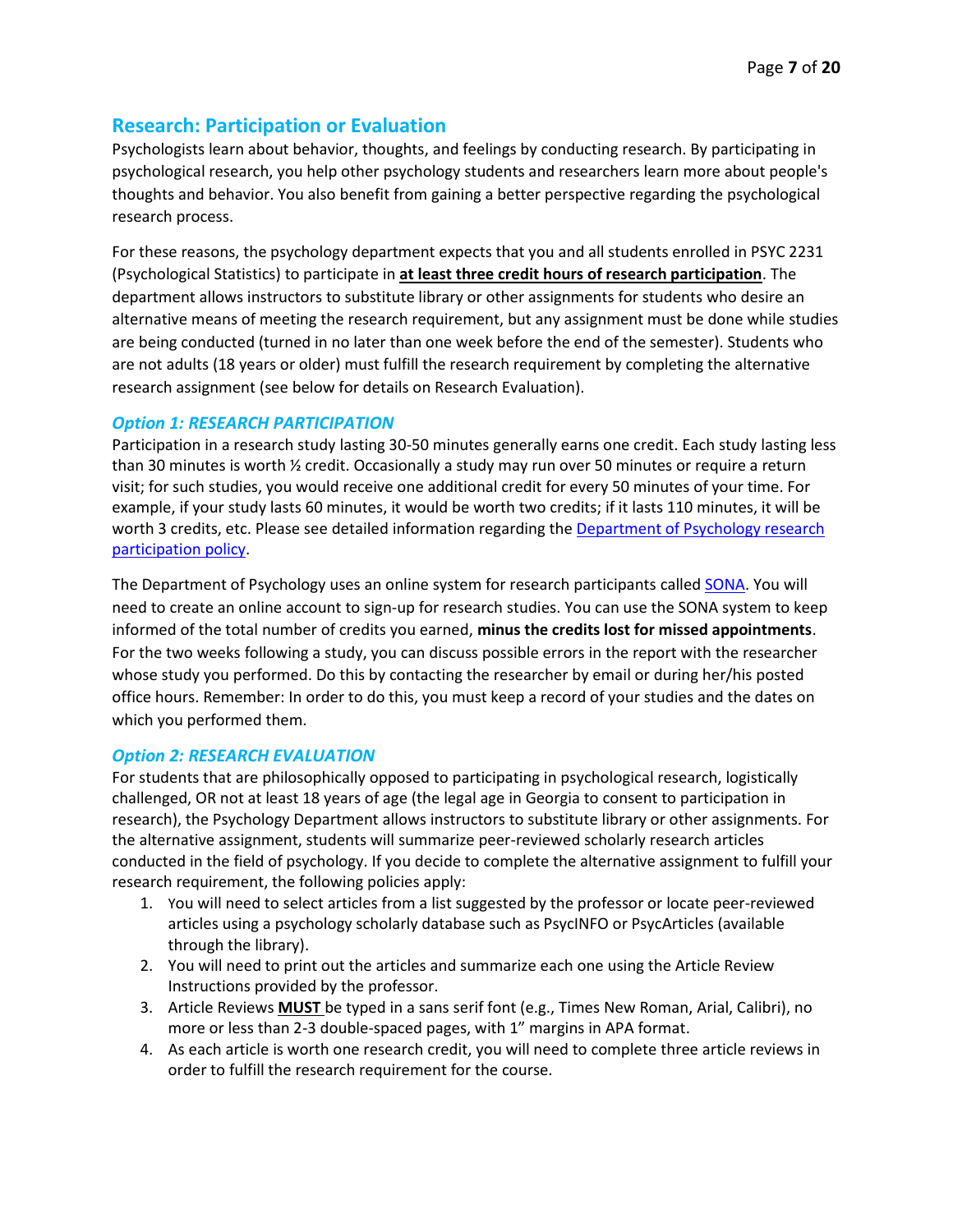## Research: Participation or Evaluation

Psychologists learn about behavior, thoughts, and feelings by conducting research. By participating in psychological research, you help other psychology students and researchers learn more about people's thoughts and behavior. You also benefit from gaining a better perspective regarding the psychological research process.

For these reasons, the psychology department expects that you and all students enrolled in PSYC 2231 (Psychological Statistics) to participate in **at least three credit hours of research participation**. The department allows instructors to substitute library or other assignments for students who desire an alternative means of meeting the research requirement, but any assignment must be done while studies are being conducted (turned in no later than one week before the end of the semester). Students who are not adults (18 years or older) must fulfill the research requirement by completing the alternative research assignment (see below for details on Research Evaluation).

### *Option 1: RESEARCH PARTICIPATION*

Participation in a research study lasting 30-50 minutes generally earns one credit. Each study lasting less than 30 minutes is worth ½ credit. Occasionally a study may run over 50 minutes or require a return visit; for such studies, you would receive one additional credit for every 50 minutes of your time. For example, if your study lasts 60 minutes, it would be worth two credits; if it lasts 110 minutes, it will be worth 3 credits, etc. Please see detailed information regarding the Department of Psychology research participation policy.

The Department of Psychology uses an online system for research participants called SONA. You will need to create an online account to sign-up for research studies. You can use the SONA system to keep informed of the total number of credits you earned, **minus the credits lost for missed appointments**. For the two weeks following a study, you can discuss possible errors in the report with the researcher whose study you performed. Do this by contacting the researcher by email or during her/his posted office hours. Remember: In order to do this, you must keep a record of your studies and the dates on which you performed them.

### *Option 2: RESEARCH EVALUATION*

For students that are philosophically opposed to participating in psychological research, logistically challenged, OR not at least 18 years of age (the legal age in Georgia to consent to participation in research), the Psychology Department allows instructors to substitute library or other assignments. For the alternative assignment, students will summarize peer-reviewed scholarly research articles conducted in the field of psychology. If you decide to complete the alternative assignment to fulfill your research requirement, the following policies apply:

1. You will need to select articles from a list suggested by the professor or locate peer-reviewed articles using a psychology scholarly database such as PsycINFO or PsycArticles (available through the library).
2. You will need to print out the articles and summarize each one using the Article Review Instructions provided by the professor.
3. Article Reviews **MUST** be typed in a sans serif font (e.g., Times New Roman, Arial, Calibri), no more or less than 2-3 double-spaced pages, with 1" margins in APA format.
4. As each article is worth one research credit, you will need to complete three article reviews in order to fulfill the research requirement for the course.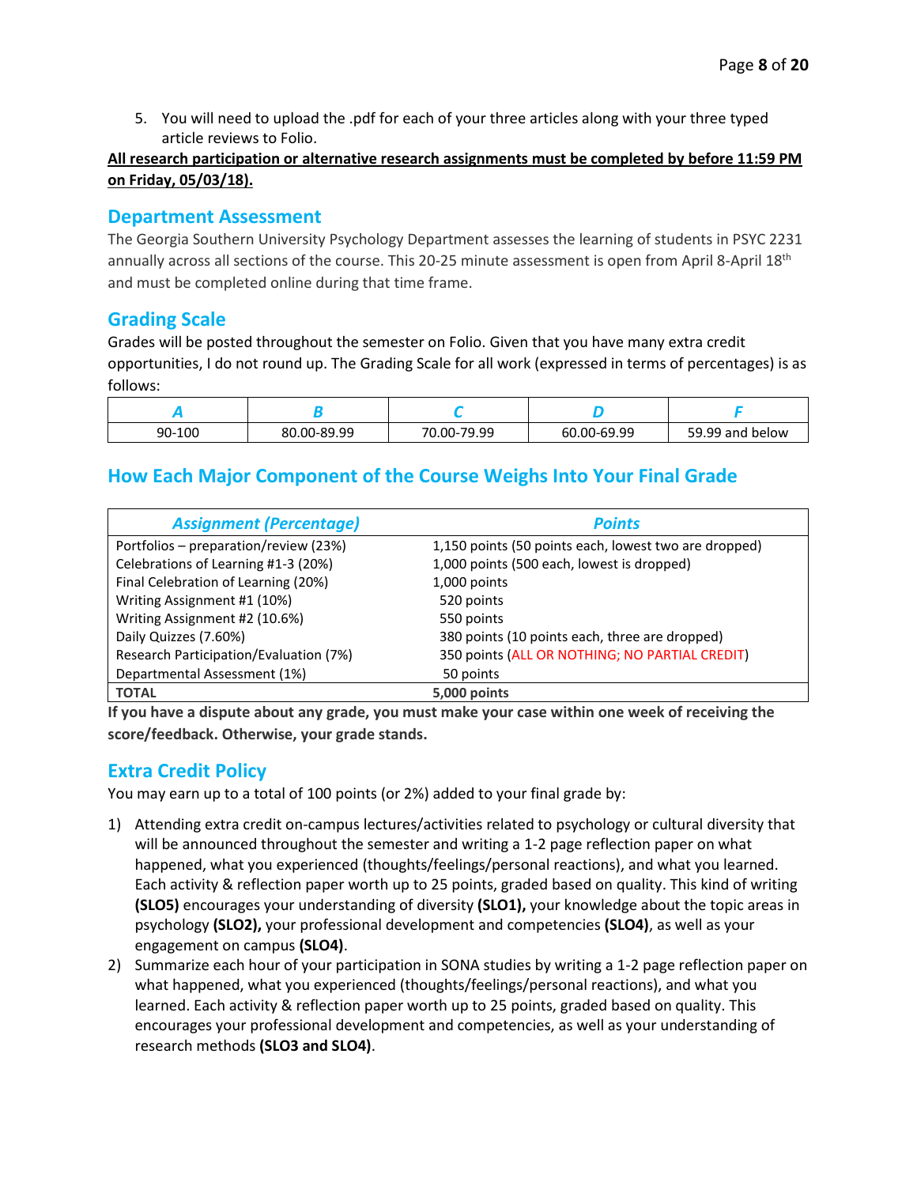5. You will need to upload the .pdf for each of your three articles along with your three typed article reviews to Folio.

**All research participation or alternative research assignments must be completed by before 11:59 PM on Friday, 05/03/18).**

## Department Assessment

The Georgia Southern University Psychology Department assesses the learning of students in PSYC 2231 annually across all sections of the course. This 20-25 minute assessment is open from April 8-April 18th and must be completed online during that time frame.

## Grading Scale

Grades will be posted throughout the semester on Folio. Given that you have many extra credit opportunities, I do not round up. The Grading Scale for all work (expressed in terms of percentages) is as follows:

| *A* | *B* | *C* | *D* | *F* |
|---|---|---|---|---|
| 90-100 | 80.00-89.99 | 70.00-79.99 | 60.00-69.99 | 59.99 and below |

## How Each Major Component of the Course Weighs Into Your Final Grade

| *Assignment (Percentage)* | *Points* |
|---|---|
| Portfolios – preparation/review (23%) | 1,150 points (50 points each, lowest two are dropped) |
| Celebrations of Learning #1-3 (20%) | 1,000 points (500 each, lowest is dropped) |
| Final Celebration of Learning (20%) | 1,000 points |
| Writing Assignment #1 (10%) | 520 points |
| Writing Assignment #2 (10.6%) | 550 points |
| Daily Quizzes (7.60%) | 380 points (10 points each, three are dropped) |
| Research Participation/Evaluation (7%) | 350 points (ALL OR NOTHING; NO PARTIAL CREDIT) |
| Departmental Assessment (1%) | 50 points |
| **TOTAL** | **5,000 points** |

**If you have a dispute about any grade, you must make your case within one week of receiving the score/feedback. Otherwise, your grade stands.**

## Extra Credit Policy

You may earn up to a total of 100 points (or 2%) added to your final grade by:

1) Attending extra credit on-campus lectures/activities related to psychology or cultural diversity that will be announced throughout the semester and writing a 1-2 page reflection paper on what happened, what you experienced (thoughts/feelings/personal reactions), and what you learned. Each activity & reflection paper worth up to 25 points, graded based on quality. This kind of writing **(SLO5)** encourages your understanding of diversity **(SLO1),** your knowledge about the topic areas in psychology **(SLO2),** your professional development and competencies **(SLO4)**, as well as your engagement on campus **(SLO4)**.
2) Summarize each hour of your participation in SONA studies by writing a 1-2 page reflection paper on what happened, what you experienced (thoughts/feelings/personal reactions), and what you learned. Each activity & reflection paper worth up to 25 points, graded based on quality. This encourages your professional development and competencies, as well as your understanding of research methods **(SLO3 and SLO4)**.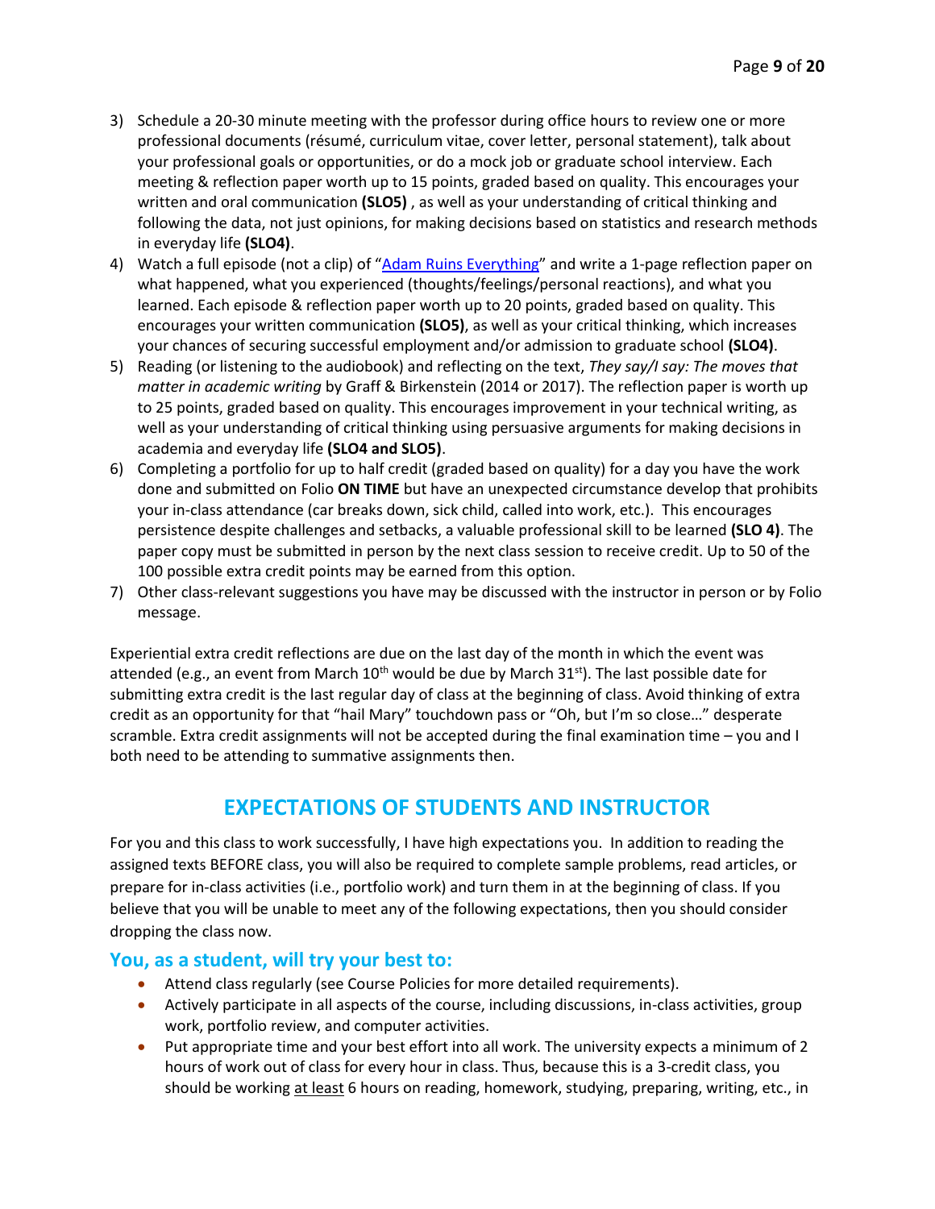3) Schedule a 20-30 minute meeting with the professor during office hours to review one or more professional documents (résumé, curriculum vitae, cover letter, personal statement), talk about your professional goals or opportunities, or do a mock job or graduate school interview. Each meeting & reflection paper worth up to 15 points, graded based on quality. This encourages your written and oral communication **(SLO5)** , as well as your understanding of critical thinking and following the data, not just opinions, for making decisions based on statistics and research methods in everyday life **(SLO4)**.
4) Watch a full episode (not a clip) of "[Adam Ruins Everything](Adam Ruins Everything)" and write a 1-page reflection paper on what happened, what you experienced (thoughts/feelings/personal reactions), and what you learned. Each episode & reflection paper worth up to 20 points, graded based on quality. This encourages your written communication **(SLO5)**, as well as your critical thinking, which increases your chances of securing successful employment and/or admission to graduate school **(SLO4)**.
5) Reading (or listening to the audiobook) and reflecting on the text, *They say/I say: The moves that matter in academic writing* by Graff & Birkenstein (2014 or 2017). The reflection paper is worth up to 25 points, graded based on quality. This encourages improvement in your technical writing, as well as your understanding of critical thinking using persuasive arguments for making decisions in academia and everyday life **(SLO4 and SLO5)**.
6) Completing a portfolio for up to half credit (graded based on quality) for a day you have the work done and submitted on Folio **ON TIME** but have an unexpected circumstance develop that prohibits your in-class attendance (car breaks down, sick child, called into work, etc.). This encourages persistence despite challenges and setbacks, a valuable professional skill to be learned **(SLO 4)**. The paper copy must be submitted in person by the next class session to receive credit. Up to 50 of the 100 possible extra credit points may be earned from this option.
7) Other class-relevant suggestions you have may be discussed with the instructor in person or by Folio message.

Experiential extra credit reflections are due on the last day of the month in which the event was attended (e.g., an event from March 10th would be due by March 31st). The last possible date for submitting extra credit is the last regular day of class at the beginning of class. Avoid thinking of extra credit as an opportunity for that "hail Mary" touchdown pass or "Oh, but I'm so close…" desperate scramble. Extra credit assignments will not be accepted during the final examination time – you and I both need to be attending to summative assignments then.

## EXPECTATIONS OF STUDENTS AND INSTRUCTOR

For you and this class to work successfully, I have high expectations you. In addition to reading the assigned texts BEFORE class, you will also be required to complete sample problems, read articles, or prepare for in-class activities (i.e., portfolio work) and turn them in at the beginning of class. If you believe that you will be unable to meet any of the following expectations, then you should consider dropping the class now.

### You, as a student, will try your best to:

- Attend class regularly (see Course Policies for more detailed requirements).
- Actively participate in all aspects of the course, including discussions, in-class activities, group work, portfolio review, and computer activities.
- Put appropriate time and your best effort into all work. The university expects a minimum of 2 hours of work out of class for every hour in class. Thus, because this is a 3-credit class, you should be working at least 6 hours on reading, homework, studying, preparing, writing, etc., in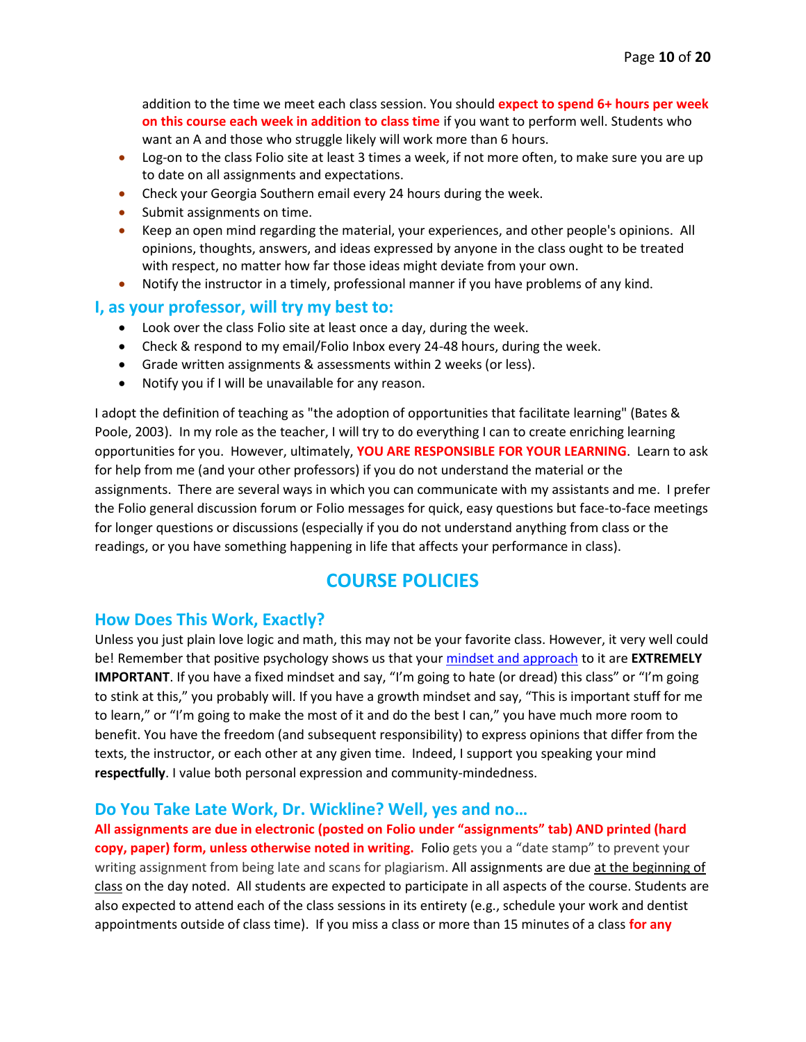addition to the time we meet each class session. You should **expect to spend 6+ hours per week on this course each week in addition to class time** if you want to perform well. Students who want an A and those who struggle likely will work more than 6 hours.

- Log-on to the class Folio site at least 3 times a week, if not more often, to make sure you are up to date on all assignments and expectations.
- Check your Georgia Southern email every 24 hours during the week.
- Submit assignments on time.
- Keep an open mind regarding the material, your experiences, and other people's opinions. All opinions, thoughts, answers, and ideas expressed by anyone in the class ought to be treated with respect, no matter how far those ideas might deviate from your own.
- Notify the instructor in a timely, professional manner if you have problems of any kind.

### I, as your professor, will try my best to:

- Look over the class Folio site at least once a day, during the week.
- Check & respond to my email/Folio Inbox every 24-48 hours, during the week.
- Grade written assignments & assessments within 2 weeks (or less).
- Notify you if I will be unavailable for any reason.

I adopt the definition of teaching as "the adoption of opportunities that facilitate learning" (Bates & Poole, 2003). In my role as the teacher, I will try to do everything I can to create enriching learning opportunities for you. However, ultimately, **YOU ARE RESPONSIBLE FOR YOUR LEARNING**. Learn to ask for help from me (and your other professors) if you do not understand the material or the assignments. There are several ways in which you can communicate with my assistants and me. I prefer the Folio general discussion forum or Folio messages for quick, easy questions but face-to-face meetings for longer questions or discussions (especially if you do not understand anything from class or the readings, or you have something happening in life that affects your performance in class).

## COURSE POLICIES

### How Does This Work, Exactly?

Unless you just plain love logic and math, this may not be your favorite class. However, it very well could be! Remember that positive psychology shows us that your mindset and approach to it are **EXTREMELY IMPORTANT**. If you have a fixed mindset and say, "I'm going to hate (or dread) this class" or "I'm going to stink at this," you probably will. If you have a growth mindset and say, "This is important stuff for me to learn," or "I'm going to make the most of it and do the best I can," you have much more room to benefit. You have the freedom (and subsequent responsibility) to express opinions that differ from the texts, the instructor, or each other at any given time. Indeed, I support you speaking your mind **respectfully**. I value both personal expression and community-mindedness.

### Do You Take Late Work, Dr. Wickline? Well, yes and no…

**All assignments are due in electronic (posted on Folio under "assignments" tab) AND printed (hard copy, paper) form, unless otherwise noted in writing.** Folio gets you a "date stamp" to prevent your writing assignment from being late and scans for plagiarism. All assignments are due at the beginning of class on the day noted. All students are expected to participate in all aspects of the course. Students are also expected to attend each of the class sessions in its entirety (e.g., schedule your work and dentist appointments outside of class time). If you miss a class or more than 15 minutes of a class **for any**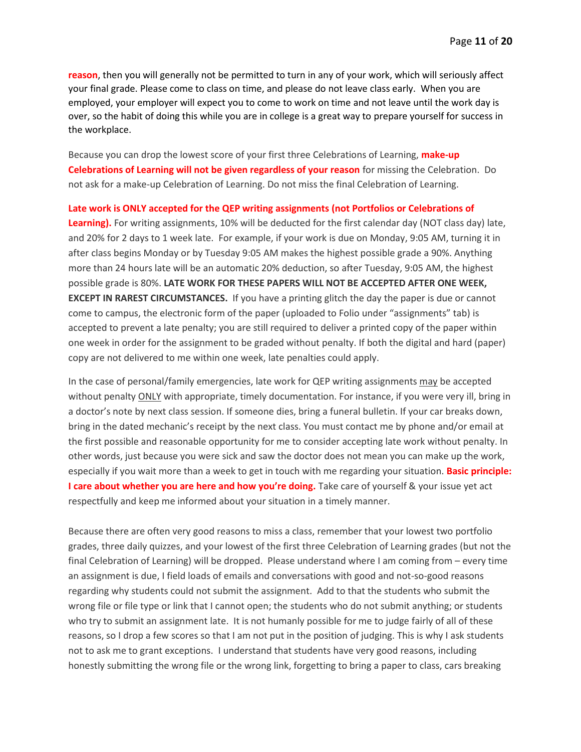**reason**, then you will generally not be permitted to turn in any of your work, which will seriously affect your final grade. Please come to class on time, and please do not leave class early. When you are employed, your employer will expect you to come to work on time and not leave until the work day is over, so the habit of doing this while you are in college is a great way to prepare yourself for success in the workplace.

Because you can drop the lowest score of your first three Celebrations of Learning, **make-up Celebrations of Learning will not be given regardless of your reason** for missing the Celebration. Do not ask for a make-up Celebration of Learning. Do not miss the final Celebration of Learning.

**Late work is ONLY accepted for the QEP writing assignments (not Portfolios or Celebrations of Learning).** For writing assignments, 10% will be deducted for the first calendar day (NOT class day) late, and 20% for 2 days to 1 week late. For example, if your work is due on Monday, 9:05 AM, turning it in after class begins Monday or by Tuesday 9:05 AM makes the highest possible grade a 90%. Anything more than 24 hours late will be an automatic 20% deduction, so after Tuesday, 9:05 AM, the highest possible grade is 80%. **LATE WORK FOR THESE PAPERS WILL NOT BE ACCEPTED AFTER ONE WEEK, EXCEPT IN RAREST CIRCUMSTANCES.** If you have a printing glitch the day the paper is due or cannot come to campus, the electronic form of the paper (uploaded to Folio under "assignments" tab) is accepted to prevent a late penalty; you are still required to deliver a printed copy of the paper within one week in order for the assignment to be graded without penalty. If both the digital and hard (paper) copy are not delivered to me within one week, late penalties could apply.

In the case of personal/family emergencies, late work for QEP writing assignments may be accepted without penalty ONLY with appropriate, timely documentation. For instance, if you were very ill, bring in a doctor's note by next class session. If someone dies, bring a funeral bulletin. If your car breaks down, bring in the dated mechanic's receipt by the next class. You must contact me by phone and/or email at the first possible and reasonable opportunity for me to consider accepting late work without penalty. In other words, just because you were sick and saw the doctor does not mean you can make up the work, especially if you wait more than a week to get in touch with me regarding your situation. **Basic principle: I care about whether you are here and how you're doing.** Take care of yourself & your issue yet act respectfully and keep me informed about your situation in a timely manner.

Because there are often very good reasons to miss a class, remember that your lowest two portfolio grades, three daily quizzes, and your lowest of the first three Celebration of Learning grades (but not the final Celebration of Learning) will be dropped. Please understand where I am coming from – every time an assignment is due, I field loads of emails and conversations with good and not-so-good reasons regarding why students could not submit the assignment. Add to that the students who submit the wrong file or file type or link that I cannot open; the students who do not submit anything; or students who try to submit an assignment late. It is not humanly possible for me to judge fairly of all of these reasons, so I drop a few scores so that I am not put in the position of judging. This is why I ask students not to ask me to grant exceptions. I understand that students have very good reasons, including honestly submitting the wrong file or the wrong link, forgetting to bring a paper to class, cars breaking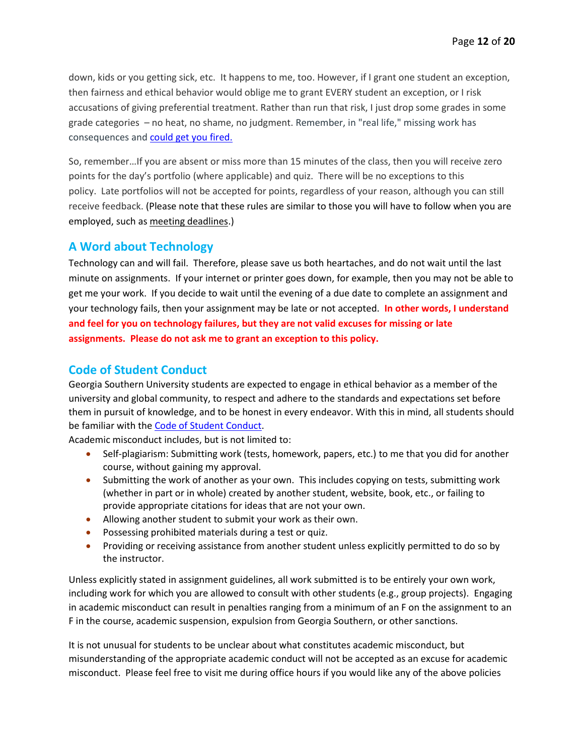down, kids or you getting sick, etc. It happens to me, too. However, if I grant one student an exception, then fairness and ethical behavior would oblige me to grant EVERY student an exception, or I risk accusations of giving preferential treatment. Rather than run that risk, I just drop some grades in some grade categories – no heat, no shame, no judgment. Remember, in "real life," missing work has consequences and could get you fired.

So, remember…If you are absent or miss more than 15 minutes of the class, then you will receive zero points for the day's portfolio (where applicable) and quiz. There will be no exceptions to this policy. Late portfolios will not be accepted for points, regardless of your reason, although you can still receive feedback. (Please note that these rules are similar to those you will have to follow when you are employed, such as meeting deadlines.)

## A Word about Technology

Technology can and will fail. Therefore, please save us both heartaches, and do not wait until the last minute on assignments. If your internet or printer goes down, for example, then you may not be able to get me your work. If you decide to wait until the evening of a due date to complete an assignment and your technology fails, then your assignment may be late or not accepted. **In other words, I understand and feel for you on technology failures, but they are not valid excuses for missing or late assignments. Please do not ask me to grant an exception to this policy.**

## Code of Student Conduct

Georgia Southern University students are expected to engage in ethical behavior as a member of the university and global community, to respect and adhere to the standards and expectations set before them in pursuit of knowledge, and to be honest in every endeavor. With this in mind, all students should be familiar with the Code of Student Conduct.

Academic misconduct includes, but is not limited to:

- Self-plagiarism: Submitting work (tests, homework, papers, etc.) to me that you did for another course, without gaining my approval.
- Submitting the work of another as your own. This includes copying on tests, submitting work (whether in part or in whole) created by another student, website, book, etc., or failing to provide appropriate citations for ideas that are not your own.
- Allowing another student to submit your work as their own.
- Possessing prohibited materials during a test or quiz.
- Providing or receiving assistance from another student unless explicitly permitted to do so by the instructor.

Unless explicitly stated in assignment guidelines, all work submitted is to be entirely your own work, including work for which you are allowed to consult with other students (e.g., group projects). Engaging in academic misconduct can result in penalties ranging from a minimum of an F on the assignment to an F in the course, academic suspension, expulsion from Georgia Southern, or other sanctions.

It is not unusual for students to be unclear about what constitutes academic misconduct, but misunderstanding of the appropriate academic conduct will not be accepted as an excuse for academic misconduct. Please feel free to visit me during office hours if you would like any of the above policies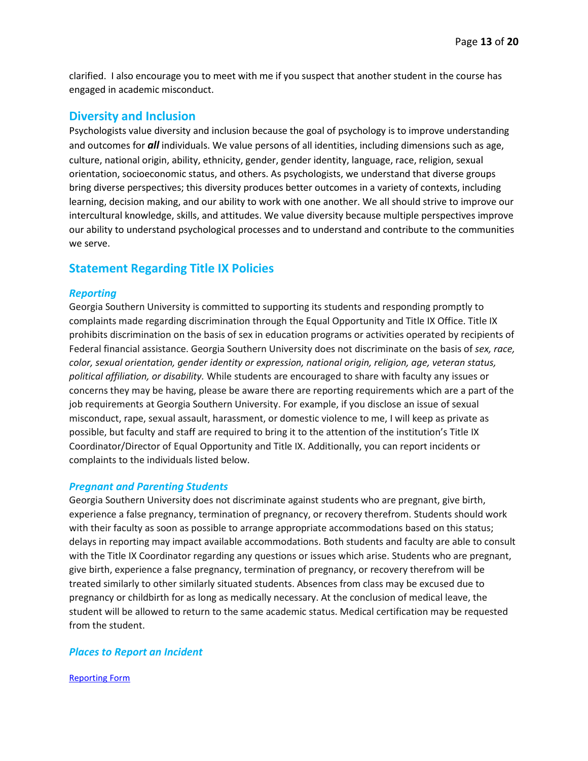clarified. I also encourage you to meet with me if you suspect that another student in the course has engaged in academic misconduct.

## Diversity and Inclusion

Psychologists value diversity and inclusion because the goal of psychology is to improve understanding and outcomes for ***all*** individuals. We value persons of all identities, including dimensions such as age, culture, national origin, ability, ethnicity, gender, gender identity, language, race, religion, sexual orientation, socioeconomic status, and others. As psychologists, we understand that diverse groups bring diverse perspectives; this diversity produces better outcomes in a variety of contexts, including learning, decision making, and our ability to work with one another. We all should strive to improve our intercultural knowledge, skills, and attitudes. We value diversity because multiple perspectives improve our ability to understand psychological processes and to understand and contribute to the communities we serve.

## Statement Regarding Title IX Policies

### *Reporting*

Georgia Southern University is committed to supporting its students and responding promptly to complaints made regarding discrimination through the Equal Opportunity and Title IX Office. Title IX prohibits discrimination on the basis of sex in education programs or activities operated by recipients of Federal financial assistance. Georgia Southern University does not discriminate on the basis of *sex, race, color, sexual orientation, gender identity or expression, national origin, religion, age, veteran status, political affiliation, or disability.* While students are encouraged to share with faculty any issues or concerns they may be having, please be aware there are reporting requirements which are a part of the job requirements at Georgia Southern University. For example, if you disclose an issue of sexual misconduct, rape, sexual assault, harassment, or domestic violence to me, I will keep as private as possible, but faculty and staff are required to bring it to the attention of the institution's Title IX Coordinator/Director of Equal Opportunity and Title IX. Additionally, you can report incidents or complaints to the individuals listed below.

### *Pregnant and Parenting Students*

Georgia Southern University does not discriminate against students who are pregnant, give birth, experience a false pregnancy, termination of pregnancy, or recovery therefrom. Students should work with their faculty as soon as possible to arrange appropriate accommodations based on this status; delays in reporting may impact available accommodations. Both students and faculty are able to consult with the Title IX Coordinator regarding any questions or issues which arise. Students who are pregnant, give birth, experience a false pregnancy, termination of pregnancy, or recovery therefrom will be treated similarly to other similarly situated students. Absences from class may be excused due to pregnancy or childbirth for as long as medically necessary. At the conclusion of medical leave, the student will be allowed to return to the same academic status. Medical certification may be requested from the student.

### *Places to Report an Incident*

Reporting Form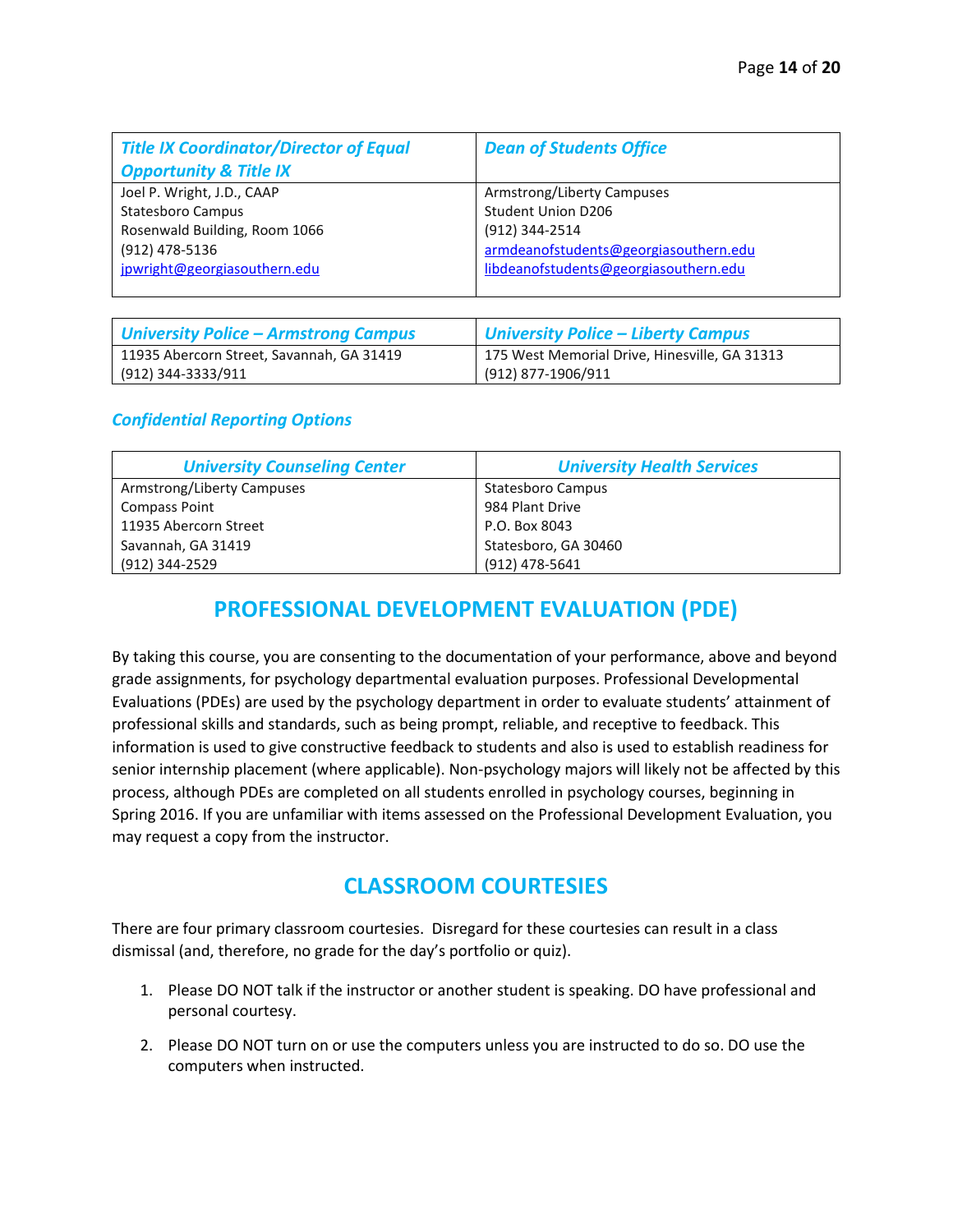| *Title IX Coordinator/Director of Equal Opportunity & Title IX* | *Dean of Students Office* |
|---|---|
| Joel P. Wright, J.D., CAAP<br>Statesboro Campus<br>Rosenwald Building, Room 1066<br>(912) 478-5136<br>jpwright@georgiasouthern.edu | Armstrong/Liberty Campuses<br>Student Union D206<br>(912) 344-2514<br>armdeanofstudents@georgiasouthern.edu<br>libdeanofstudents@georgiasouthern.edu |

| *University Police – Armstrong Campus* | *University Police – Liberty Campus* |
|---|---|
| 11935 Abercorn Street, Savannah, GA 31419<br>(912) 344-3333/911 | 175 West Memorial Drive, Hinesville, GA 31313<br>(912) 877-1906/911 |

### *Confidential Reporting Options*

| *University Counseling Center* | *University Health Services* |
|---|---|
| Armstrong/Liberty Campuses<br>Compass Point<br>11935 Abercorn Street<br>Savannah, GA 31419<br>(912) 344-2529 | Statesboro Campus<br>984 Plant Drive<br>P.O. Box 8043<br>Statesboro, GA 30460<br>(912) 478-5641 |

## PROFESSIONAL DEVELOPMENT EVALUATION (PDE)

By taking this course, you are consenting to the documentation of your performance, above and beyond grade assignments, for psychology departmental evaluation purposes. Professional Developmental Evaluations (PDEs) are used by the psychology department in order to evaluate students' attainment of professional skills and standards, such as being prompt, reliable, and receptive to feedback. This information is used to give constructive feedback to students and also is used to establish readiness for senior internship placement (where applicable). Non-psychology majors will likely not be affected by this process, although PDEs are completed on all students enrolled in psychology courses, beginning in Spring 2016. If you are unfamiliar with items assessed on the Professional Development Evaluation, you may request a copy from the instructor.

## CLASSROOM COURTESIES

There are four primary classroom courtesies. Disregard for these courtesies can result in a class dismissal (and, therefore, no grade for the day's portfolio or quiz).

1. Please DO NOT talk if the instructor or another student is speaking. DO have professional and personal courtesy.
2. Please DO NOT turn on or use the computers unless you are instructed to do so. DO use the computers when instructed.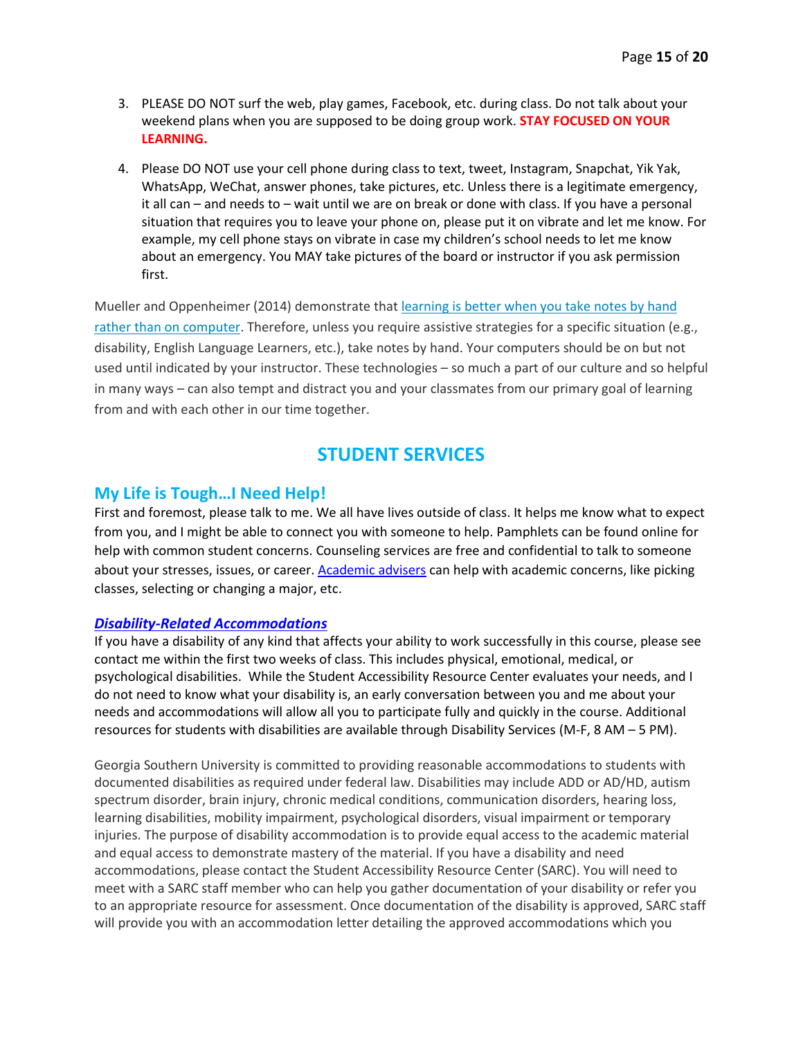3. PLEASE DO NOT surf the web, play games, Facebook, etc. during class. Do not talk about your weekend plans when you are supposed to be doing group work. **STAY FOCUSED ON YOUR LEARNING.**

4. Please DO NOT use your cell phone during class to text, tweet, Instagram, Snapchat, Yik Yak, WhatsApp, WeChat, answer phones, take pictures, etc. Unless there is a legitimate emergency, it all can – and needs to – wait until we are on break or done with class. If you have a personal situation that requires you to leave your phone on, please put it on vibrate and let me know. For example, my cell phone stays on vibrate in case my children's school needs to let me know about an emergency. You MAY take pictures of the board or instructor if you ask permission first.

Mueller and Oppenheimer (2014) demonstrate that learning is better when you take notes by hand rather than on computer. Therefore, unless you require assistive strategies for a specific situation (e.g., disability, English Language Learners, etc.), take notes by hand. Your computers should be on but not used until indicated by your instructor. These technologies – so much a part of our culture and so helpful in many ways – can also tempt and distract you and your classmates from our primary goal of learning from and with each other in our time together.

# STUDENT SERVICES

## My Life is Tough…I Need Help!

First and foremost, please talk to me. We all have lives outside of class. It helps me know what to expect from you, and I might be able to connect you with someone to help. Pamphlets can be found online for help with common student concerns. Counseling services are free and confidential to talk to someone about your stresses, issues, or career. Academic advisers can help with academic concerns, like picking classes, selecting or changing a major, etc.

### ***Disability-Related Accommodations***

If you have a disability of any kind that affects your ability to work successfully in this course, please see contact me within the first two weeks of class. This includes physical, emotional, medical, or psychological disabilities. While the Student Accessibility Resource Center evaluates your needs, and I do not need to know what your disability is, an early conversation between you and me about your needs and accommodations will allow all you to participate fully and quickly in the course. Additional resources for students with disabilities are available through Disability Services (M-F, 8 AM – 5 PM).

Georgia Southern University is committed to providing reasonable accommodations to students with documented disabilities as required under federal law. Disabilities may include ADD or AD/HD, autism spectrum disorder, brain injury, chronic medical conditions, communication disorders, hearing loss, learning disabilities, mobility impairment, psychological disorders, visual impairment or temporary injuries. The purpose of disability accommodation is to provide equal access to the academic material and equal access to demonstrate mastery of the material. If you have a disability and need accommodations, please contact the Student Accessibility Resource Center (SARC). You will need to meet with a SARC staff member who can help you gather documentation of your disability or refer you to an appropriate resource for assessment. Once documentation of the disability is approved, SARC staff will provide you with an accommodation letter detailing the approved accommodations which you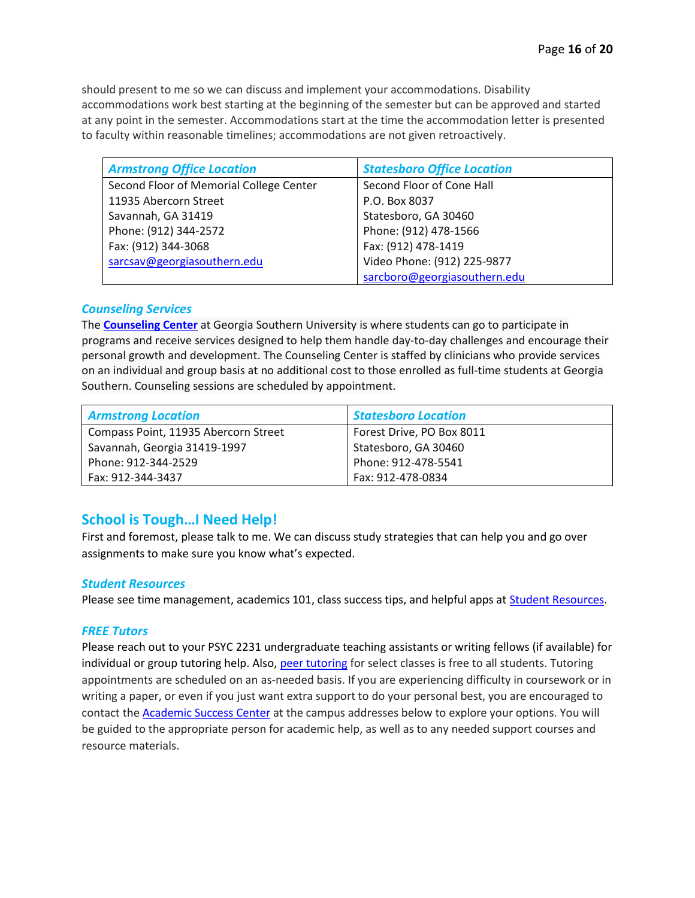should present to me so we can discuss and implement your accommodations. Disability accommodations work best starting at the beginning of the semester but can be approved and started at any point in the semester. Accommodations start at the time the accommodation letter is presented to faculty within reasonable timelines; accommodations are not given retroactively.

| *Armstrong Office Location* | *Statesboro Office Location* |
| --- | --- |
| Second Floor of Memorial College Center<br>11935 Abercorn Street<br>Savannah, GA 31419<br>Phone: (912) 344-2572<br>Fax: (912) 344-3068<br>sarcsav@georgiasouthern.edu | Second Floor of Cone Hall<br>P.O. Box 8037<br>Statesboro, GA 30460<br>Phone: (912) 478-1566<br>Fax: (912) 478-1419<br>Video Phone: (912) 225-9877<br>sarcboro@georgiasouthern.edu |

### *Counseling Services*

The **Counseling Center** at Georgia Southern University is where students can go to participate in programs and receive services designed to help them handle day-to-day challenges and encourage their personal growth and development. The Counseling Center is staffed by clinicians who provide services on an individual and group basis at no additional cost to those enrolled as full-time students at Georgia Southern. Counseling sessions are scheduled by appointment.

| *Armstrong Location* | *Statesboro Location* |
| --- | --- |
| Compass Point, 11935 Abercorn Street<br>Savannah, Georgia 31419-1997<br>Phone: 912-344-2529<br>Fax: 912-344-3437 | Forest Drive, PO Box 8011<br>Statesboro, GA 30460<br>Phone: 912-478-5541<br>Fax: 912-478-0834 |

## School is Tough…I Need Help!

First and foremost, please talk to me. We can discuss study strategies that can help you and go over assignments to make sure you know what's expected.

### *Student Resources*

Please see time management, academics 101, class success tips, and helpful apps at Student Resources.

### *FREE Tutors*

Please reach out to your PSYC 2231 undergraduate teaching assistants or writing fellows (if available) for individual or group tutoring help. Also, peer tutoring for select classes is free to all students. Tutoring appointments are scheduled on an as-needed basis. If you are experiencing difficulty in coursework or in writing a paper, or even if you just want extra support to do your personal best, you are encouraged to contact the Academic Success Center at the campus addresses below to explore your options. You will be guided to the appropriate person for academic help, as well as to any needed support courses and resource materials.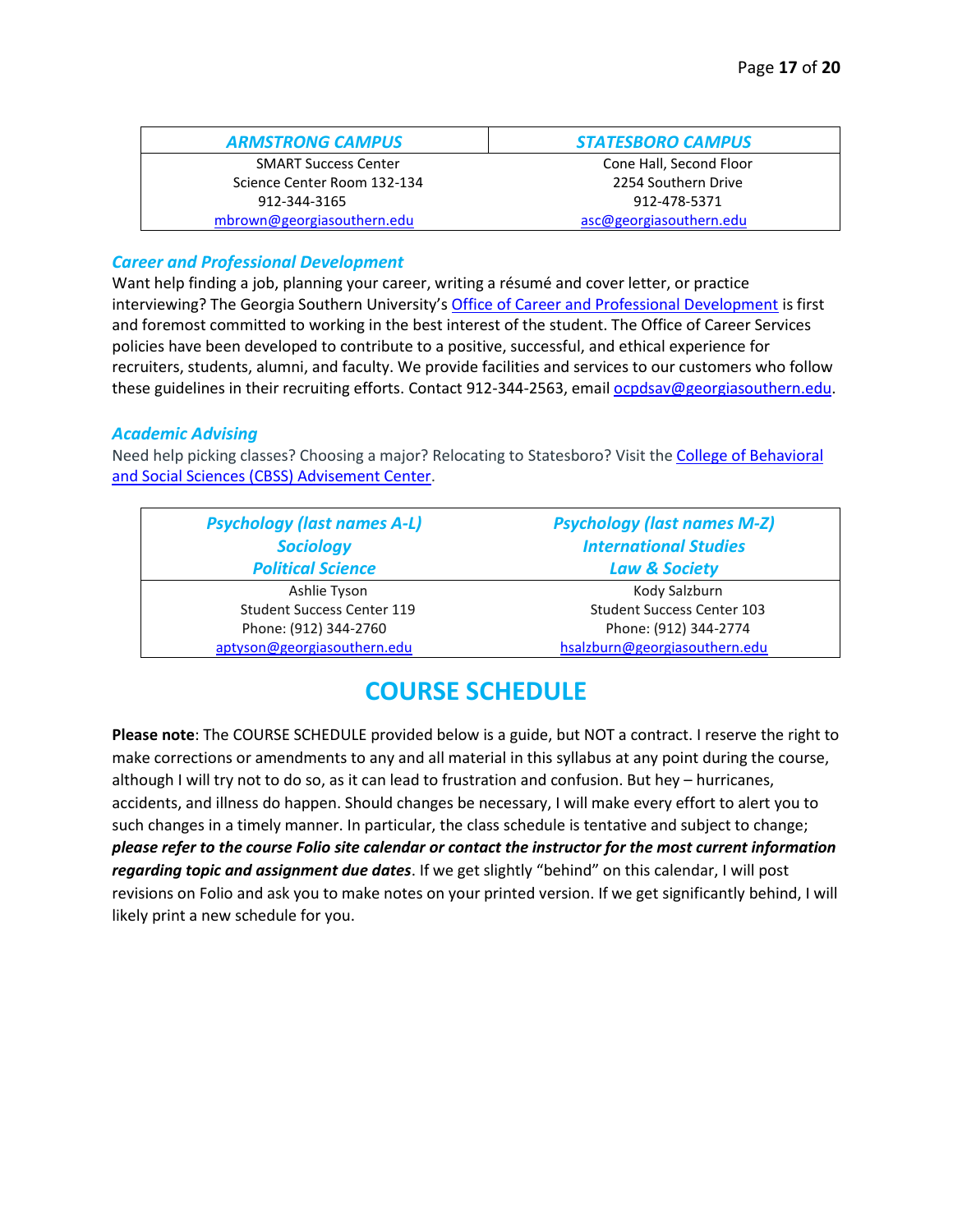| *ARMSTRONG CAMPUS* | *STATESBORO CAMPUS* |
| --- | --- |
| SMART Success Center<br>Science Center Room 132-134<br>912-344-3165<br>mbrown@georgiasouthern.edu | Cone Hall, Second Floor<br>2254 Southern Drive<br>912-478-5371<br>asc@georgiasouthern.edu |

### *Career and Professional Development*

Want help finding a job, planning your career, writing a résumé and cover letter, or practice interviewing? The Georgia Southern University's Office of Career and Professional Development is first and foremost committed to working in the best interest of the student. The Office of Career Services policies have been developed to contribute to a positive, successful, and ethical experience for recruiters, students, alumni, and faculty. We provide facilities and services to our customers who follow these guidelines in their recruiting efforts. Contact 912-344-2563, email ocpdsav@georgiasouthern.edu.

### *Academic Advising*

Need help picking classes? Choosing a major? Relocating to Statesboro? Visit the College of Behavioral and Social Sciences (CBSS) Advisement Center.

| *Psychology (last names A-L)*<br>*Sociology*<br>*Political Science* | *Psychology (last names M-Z)*<br>*International Studies*<br>*Law & Society* |
| --- | --- |
| Ashlie Tyson<br>Student Success Center 119<br>Phone: (912) 344-2760<br>aptyson@georgiasouthern.edu | Kody Salzburn<br>Student Success Center 103<br>Phone: (912) 344-2774<br>hsalzburn@georgiasouthern.edu |

# COURSE SCHEDULE

**Please note**: The COURSE SCHEDULE provided below is a guide, but NOT a contract. I reserve the right to make corrections or amendments to any and all material in this syllabus at any point during the course, although I will try not to do so, as it can lead to frustration and confusion. But hey – hurricanes, accidents, and illness do happen. Should changes be necessary, I will make every effort to alert you to such changes in a timely manner. In particular, the class schedule is tentative and subject to change; ***please refer to the course Folio site calendar or contact the instructor for the most current information regarding topic and assignment due dates***. If we get slightly "behind" on this calendar, I will post revisions on Folio and ask you to make notes on your printed version. If we get significantly behind, I will likely print a new schedule for you.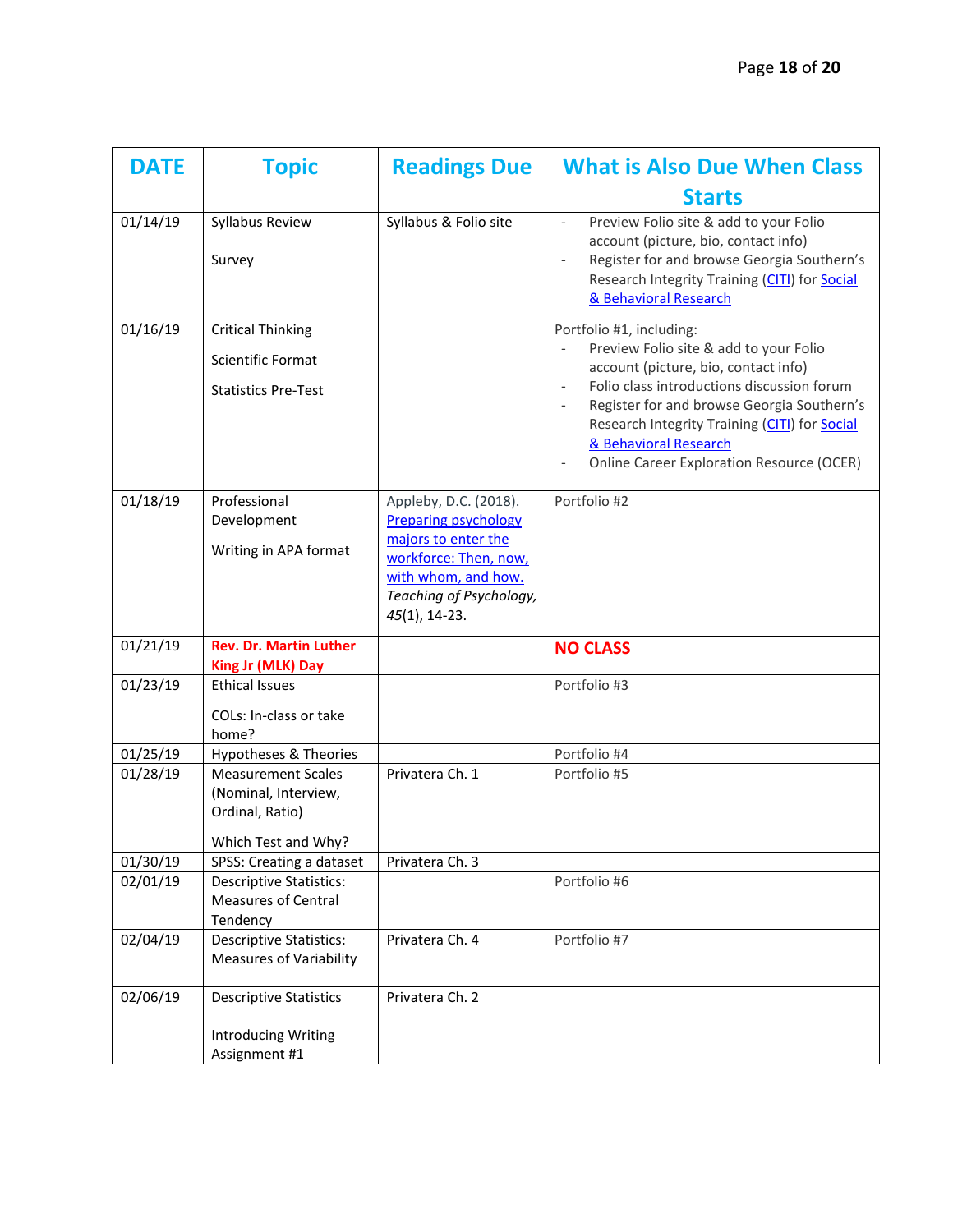| DATE | Topic | Readings Due | What is Also Due When Class Starts |
|---|---|---|---|
| 01/14/19 | Syllabus Review<br><br>Survey | Syllabus & Folio site | - Preview Folio site & add to your Folio account (picture, bio, contact info)<br>- Register for and browse Georgia Southern's Research Integrity Training (CITI) for Social & Behavioral Research |
| 01/16/19 | Critical Thinking<br><br>Scientific Format<br><br>Statistics Pre-Test | | Portfolio #1, including:<br>- Preview Folio site & add to your Folio account (picture, bio, contact info)<br>- Folio class introductions discussion forum<br>- Register for and browse Georgia Southern's Research Integrity Training (CITI) for Social & Behavioral Research<br>- Online Career Exploration Resource (OCER) |
| 01/18/19 | Professional Development<br><br>Writing in APA format | Appleby, D.C. (2018). Preparing psychology majors to enter the workforce: Then, now, with whom, and how. *Teaching of Psychology, 45*(1), 14-23. | Portfolio #2 |
| 01/21/19 | **Rev. Dr. Martin Luther King Jr (MLK) Day** | | **NO CLASS** |
| 01/23/19 | Ethical Issues<br><br>COLs: In-class or take home? | | Portfolio #3 |
| 01/25/19 | Hypotheses & Theories | | Portfolio #4 |
| 01/28/19 | Measurement Scales (Nominal, Interview, Ordinal, Ratio)<br><br>Which Test and Why? | Privatera Ch. 1 | Portfolio #5 |
| 01/30/19 | SPSS: Creating a dataset | Privatera Ch. 3 | |
| 02/01/19 | Descriptive Statistics: Measures of Central Tendency | | Portfolio #6 |
| 02/04/19 | Descriptive Statistics: Measures of Variability | Privatera Ch. 4 | Portfolio #7 |
| 02/06/19 | Descriptive Statistics<br><br>Introducing Writing Assignment #1 | Privatera Ch. 2 | |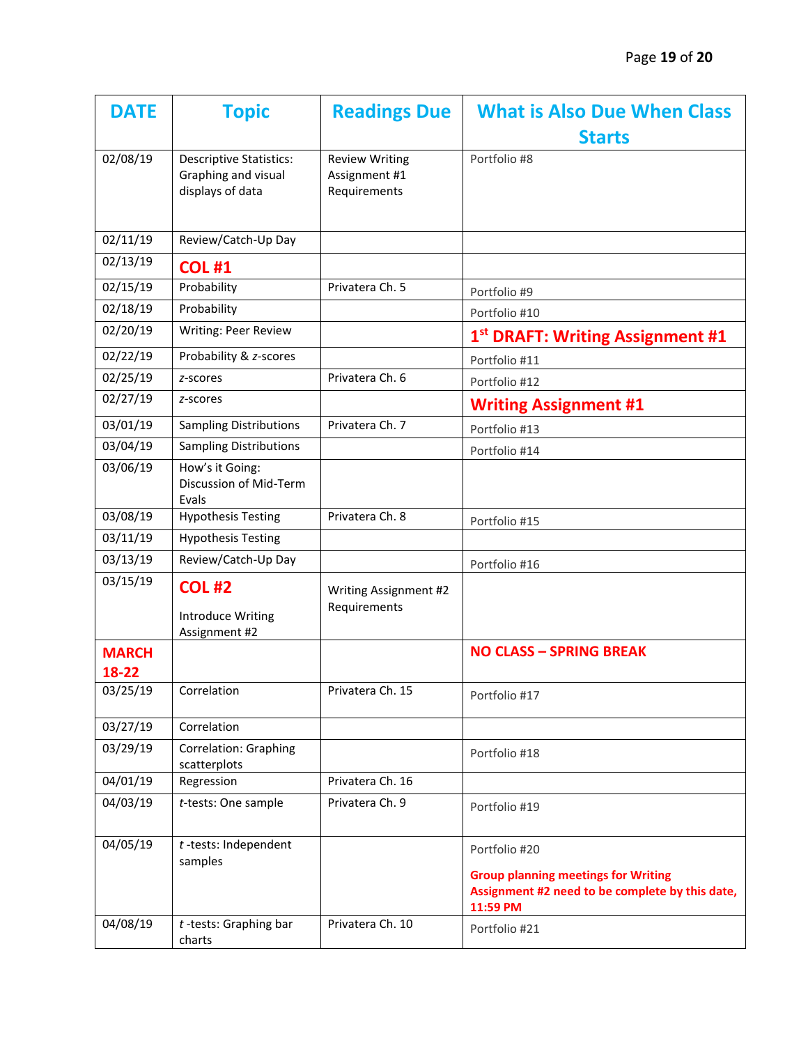| DATE | Topic | Readings Due | What is Also Due When Class Starts |
|---|---|---|---|
| 02/08/19 | Descriptive Statistics: Graphing and visual displays of data | Review Writing Assignment #1 Requirements | Portfolio #8 |
| 02/11/19 | Review/Catch-Up Day | | |
| 02/13/19 | **COL #1** | | |
| 02/15/19 | Probability | Privatera Ch. 5 | Portfolio #9 |
| 02/18/19 | Probability | | Portfolio #10 |
| 02/20/19 | Writing: Peer Review | | **1st DRAFT: Writing Assignment #1** |
| 02/22/19 | Probability & *z*-scores | | Portfolio #11 |
| 02/25/19 | *z*-scores | Privatera Ch. 6 | Portfolio #12 |
| 02/27/19 | *z*-scores | | **Writing Assignment #1** |
| 03/01/19 | Sampling Distributions | Privatera Ch. 7 | Portfolio #13 |
| 03/04/19 | Sampling Distributions | | Portfolio #14 |
| 03/06/19 | How's it Going: Discussion of Mid-Term Evals | | |
| 03/08/19 | Hypothesis Testing | Privatera Ch. 8 | Portfolio #15 |
| 03/11/19 | Hypothesis Testing | | |
| 03/13/19 | Review/Catch-Up Day | | Portfolio #16 |
| 03/15/19 | **COL #2** Introduce Writing Assignment #2 | Writing Assignment #2 Requirements | |
| **MARCH 18-22** | | | **NO CLASS – SPRING BREAK** |
| 03/25/19 | Correlation | Privatera Ch. 15 | Portfolio #17 |
| 03/27/19 | Correlation | | |
| 03/29/19 | Correlation: Graphing scatterplots | | Portfolio #18 |
| 04/01/19 | Regression | Privatera Ch. 16 | |
| 04/03/19 | *t*-tests: One sample | Privatera Ch. 9 | Portfolio #19 |
| 04/05/19 | *t* -tests: Independent samples | | Portfolio #20 **Group planning meetings for Writing Assignment #2 need to be complete by this date, 11:59 PM** |
| 04/08/19 | *t* -tests: Graphing bar charts | Privatera Ch. 10 | Portfolio #21 |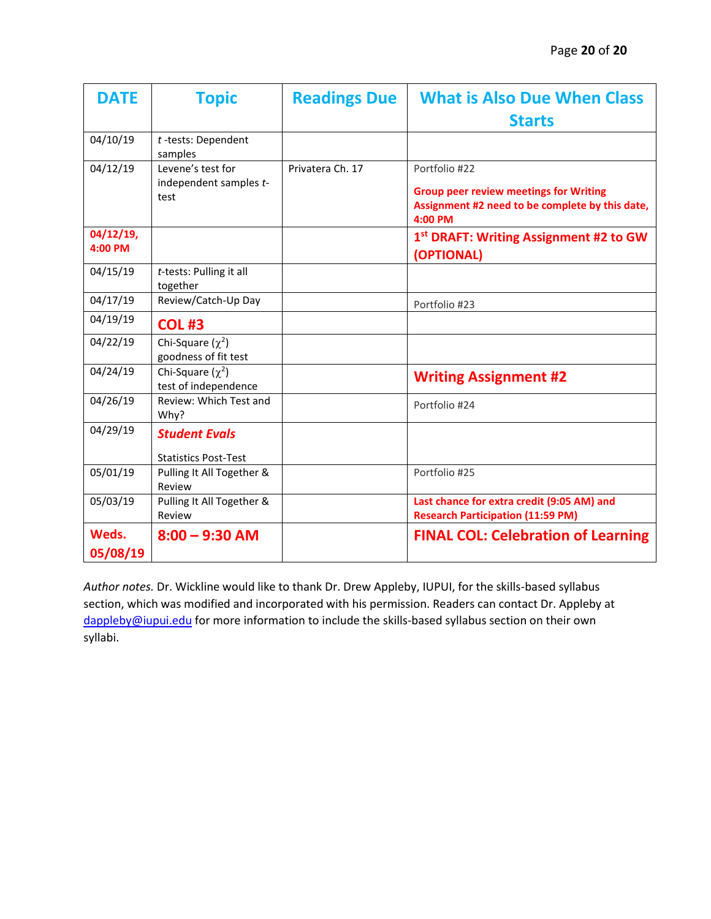| DATE | Topic | Readings Due | What is Also Due When Class Starts |
|---|---|---|---|
| 04/10/19 | *t* -tests: Dependent samples | | |
| 04/12/19 | Levene's test for independent samples *t*-test | Privatera Ch. 17 | Portfolio #22<br><br>**Group peer review meetings for Writing Assignment #2 need to be complete by this date, 4:00 PM** |
| **04/12/19, 4:00 PM** | | | **1st DRAFT: Writing Assignment #2 to GW (OPTIONAL)** |
| 04/15/19 | *t*-tests: Pulling it all together | | |
| 04/17/19 | Review/Catch-Up Day | | Portfolio #23 |
| 04/19/19 | **COL #3** | | |
| 04/22/19 | Chi-Square ($\chi^2$) goodness of fit test | | |
| 04/24/19 | Chi-Square ($\chi^2$) test of independence | | **Writing Assignment #2** |
| 04/26/19 | Review: Which Test and Why? | | Portfolio #24 |
| 04/29/19 | ***Student Evals***<br><br>Statistics Post-Test | | |
| 05/01/19 | Pulling It All Together & Review | | Portfolio #25 |
| 05/03/19 | Pulling It All Together & Review | | **Last chance for extra credit (9:05 AM) and Research Participation (11:59 PM)** |
| **Weds. 05/08/19** | **8:00 – 9:30 AM** | | **FINAL COL: Celebration of Learning** |

*Author notes.* Dr. Wickline would like to thank Dr. Drew Appleby, IUPUI, for the skills-based syllabus section, which was modified and incorporated with his permission. Readers can contact Dr. Appleby at dappleby@iupui.edu for more information to include the skills-based syllabus section on their own syllabi.